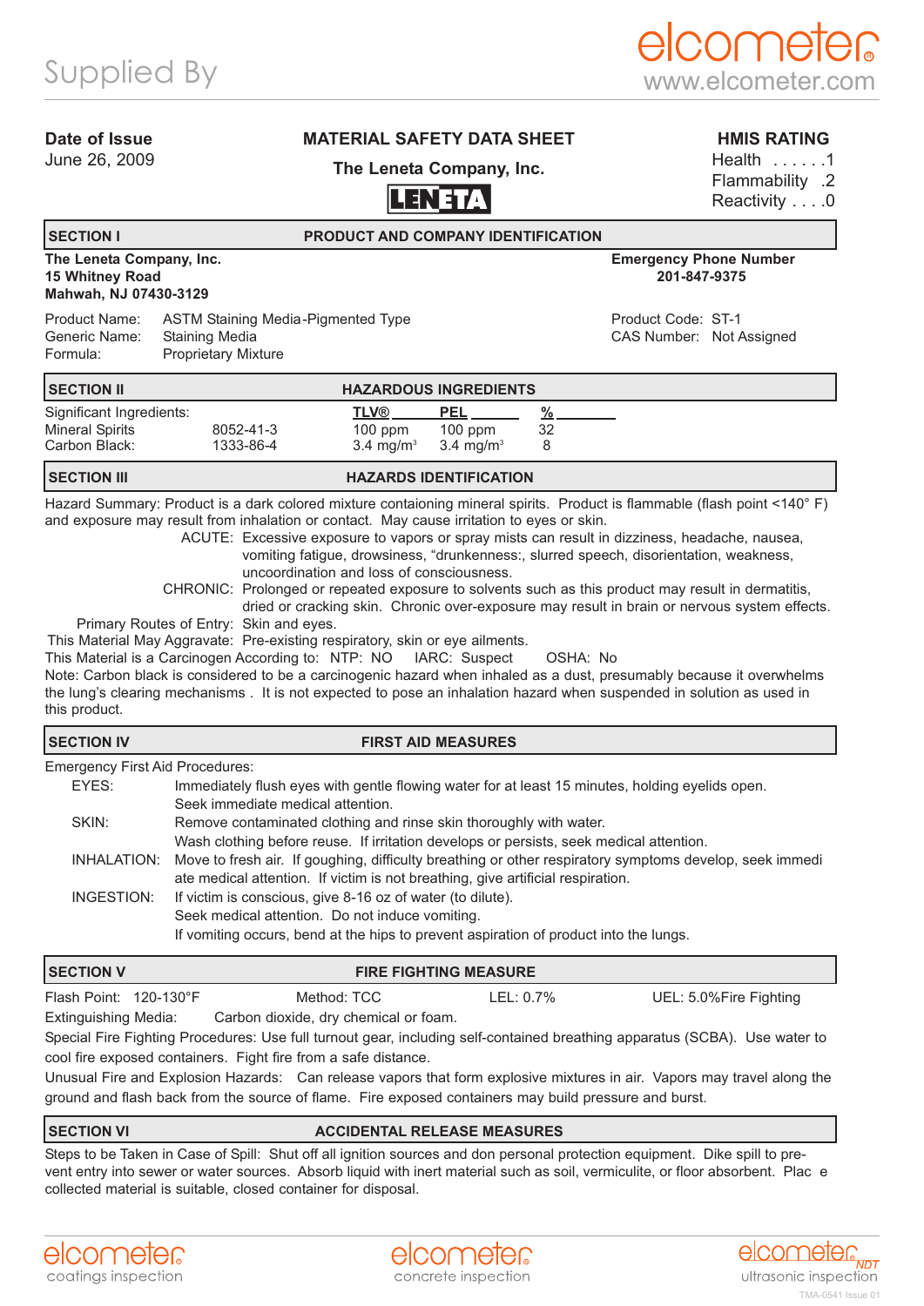Supplied By

elcometer
www.elcometer.com

**Date of Issue**
June 26, 2009

**MATERIAL SAFETY DATA SHEET**

**The Leneta Company, Inc.**

LENETA

**HMIS RATING**
Health . . . . . .1
Flammability .2
Reactivity . . . .0

## SECTION I — PRODUCT AND COMPANY IDENTIFICATION

**The Leneta Company, Inc.**
**15 Whitney Road**
**Mahwah, NJ 07430-3129**

**Emergency Phone Number**
**201-847-9375**

Product Name: ASTM Staining Media-Pigmented Type
Generic Name: Staining Media
Formula: Proprietary Mixture

Product Code: ST-1
CAS Number: Not Assigned

## SECTION II — HAZARDOUS INGREDIENTS

| Significant Ingredients: | | TLV® | PEL | % |
|---|---|---|---|---|
| Mineral Spirits | 8052-41-3 | 100 ppm | 100 ppm | 32 |
| Carbon Black: | 1333-86-4 | 3.4 mg/m³ | 3.4 mg/m³ | 8 |

## SECTION III — HAZARDS IDENTIFICATION

Hazard Summary: Product is a dark colored mixture containing mineral spirits. Product is flammable (flash point <140° F) and exposure may result from inhalation or contact. May cause irritation to eyes or skin.

ACUTE: Excessive exposure to vapors or spray mists can result in dizziness, headache, nausea, vomiting fatigue, drowsiness, "drunkenness:, slurred speech, disorientation, weakness, uncoordination and loss of consciousness.

CHRONIC: Prolonged or repeated exposure to solvents such as this product may result in dermatitis, dried or cracking skin. Chronic over-exposure may result in brain or nervous system effects.

Primary Routes of Entry: Skin and eyes.

This Material May Aggravate: Pre-existing respiratory, skin or eye ailments.

This Material is a Carcinogen According to: NTP: NO IARC: Suspect OSHA: No

Note: Carbon black is considered to be a carcinogenic hazard when inhaled as a dust, presumably because it overwhelms the lung's clearing mechanisms . It is not expected to pose an inhalation hazard when suspended in solution as used in this product.

## SECTION IV — FIRST AID MEASURES

Emergency First Aid Procedures:

EYES: Immediately flush eyes with gentle flowing water for at least 15 minutes, holding eyelids open. Seek immediate medical attention.

SKIN: Remove contaminated clothing and rinse skin thoroughly with water. Wash clothing before reuse. If irritation develops or persists, seek medical attention.

INHALATION: Move to fresh air. If goughing, difficulty breathing or other respiratory symptoms develop, seek immediate medical attention. If victim is not breathing, give artificial respiration.

INGESTION: If victim is conscious, give 8-16 oz of water (to dilute). Seek medical attention. Do not induce vomiting. If vomiting occurs, bend at the hips to prevent aspiration of product into the lungs.

## SECTION V — FIRE FIGHTING MEASURE

Flash Point: 120-130°F Method: TCC LEL: 0.7% UEL: 5.0%Fire Fighting

Extinguishing Media: Carbon dioxide, dry chemical or foam.

Special Fire Fighting Procedures: Use full turnout gear, including self-contained breathing apparatus (SCBA). Use water to cool fire exposed containers. Fight fire from a safe distance.

Unusual Fire and Explosion Hazards: Can release vapors that form explosive mixtures in air. Vapors may travel along the ground and flash back from the source of flame. Fire exposed containers may build pressure and burst.

## SECTION VI — ACCIDENTAL RELEASE MEASURES

Steps to be Taken in Case of Spill: Shut off all ignition sources and don personal protection equipment. Dike spill to prevent entry into sewer or water sources. Absorb liquid with inert material such as soil, vermiculite, or floor absorbent. Plac e collected material is suitable, closed container for disposal.

elcometer coatings inspection — elcometer concrete inspection — elcometer NDT ultrasonic inspection

TMA-0541 Issue 01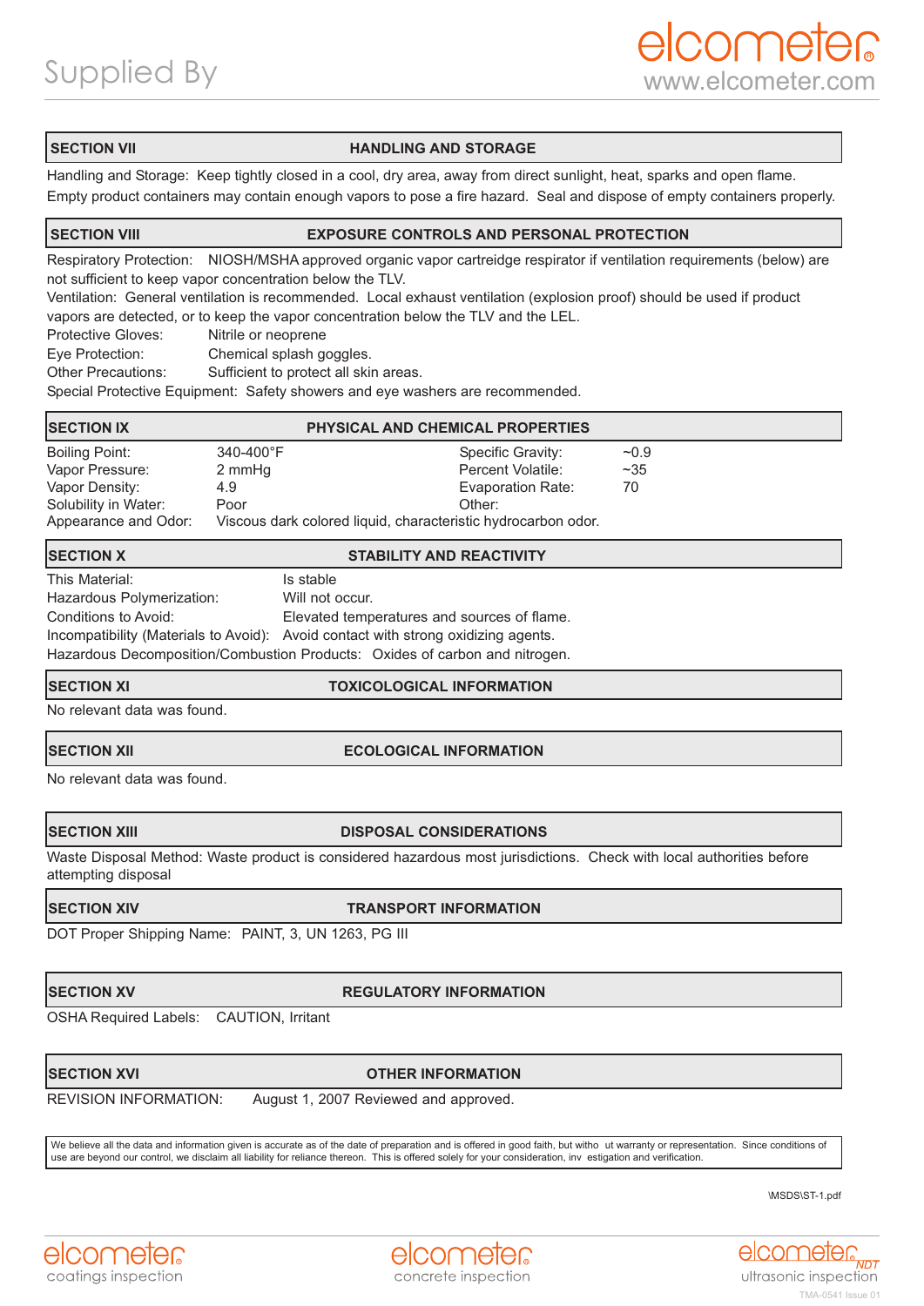## SECTION VII HANDLING AND STORAGE

Handling and Storage: Keep tightly closed in a cool, dry area, away from direct sunlight, heat, sparks and open flame. Empty product containers may contain enough vapors to pose a fire hazard. Seal and dispose of empty containers properly.

## SECTION VIII EXPOSURE CONTROLS AND PERSONAL PROTECTION

Respiratory Protection: NIOSH/MSHA approved organic vapor cartreidge respirator if ventilation requirements (below) are not sufficient to keep vapor concentration below the TLV.

Ventilation: General ventilation is recommended. Local exhaust ventilation (explosion proof) should be used if product vapors are detected, or to keep the vapor concentration below the TLV and the LEL.

Protective Gloves: Nitrile or neoprene

Eye Protection: Chemical splash goggles.

Other Precautions: Sufficient to protect all skin areas.

Special Protective Equipment: Safety showers and eye washers are recommended.

## SECTION IX PHYSICAL AND CHEMICAL PROPERTIES

| | | | |
|---|---|---|---|
| Boiling Point: | 340-400°F | Specific Gravity: | ~0.9 |
| Vapor Pressure: | 2 mmHg | Percent Volatile: | ~35 |
| Vapor Density: | 4.9 | Evaporation Rate: | 70 |
| Solubility in Water: | Poor | Other: | |

Appearance and Odor: Viscous dark colored liquid, characteristic hydrocarbon odor.

## SECTION X STABILITY AND REACTIVITY

This Material: Is stable

Hazardous Polymerization: Will not occur.

Conditions to Avoid: Elevated temperatures and sources of flame.

Incompatibility (Materials to Avoid): Avoid contact with strong oxidizing agents.

Hazardous Decomposition/Combustion Products: Oxides of carbon and nitrogen.

## SECTION XI TOXICOLOGICAL INFORMATION

No relevant data was found.

## SECTION XII ECOLOGICAL INFORMATION

No relevant data was found.

## SECTION XIII DISPOSAL CONSIDERATIONS

Waste Disposal Method: Waste product is considered hazardous most jurisdictions. Check with local authorities before attempting disposal

## SECTION XIV TRANSPORT INFORMATION

DOT Proper Shipping Name: PAINT, 3, UN 1263, PG III

## SECTION XV REGULATORY INFORMATION

OSHA Required Labels: CAUTION, Irritant

## SECTION XVI OTHER INFORMATION

REVISION INFORMATION: August 1, 2007 Reviewed and approved.

We believe all the data and information given is accurate as of the date of preparation and is offered in good faith, but witho ut warranty or representation. Since conditions of use are beyond our control, we disclaim all liability for reliance thereon. This is offered solely for your consideration, inv estigation and verification.

\MSDS\ST-1.pdf